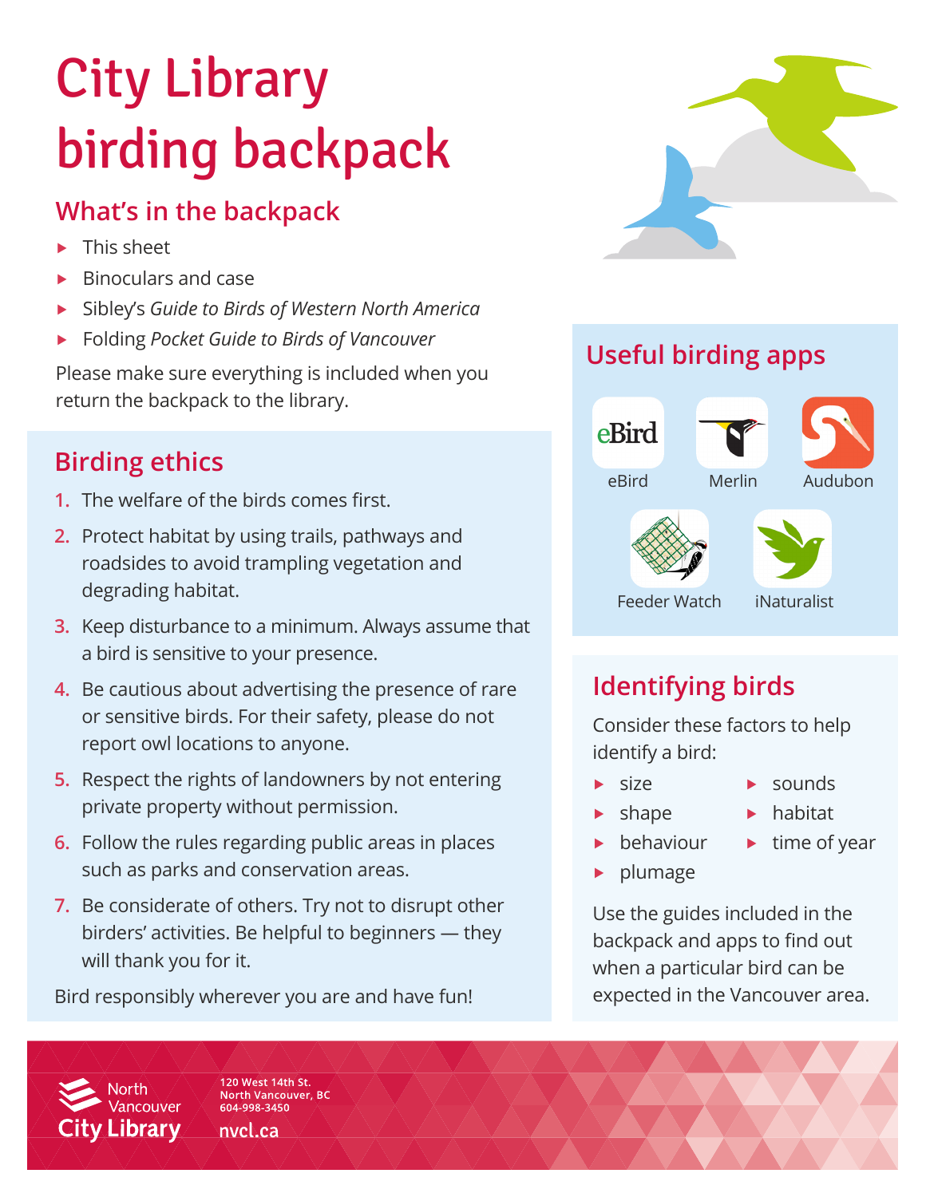# City Library birding backpack

## What's in the backpack

- This sheet
- Binoculars and case
- Sibley's *Guide to Birds of Western North America*
- Folding *Pocket Guide to Birds of Vancouver*

Please make sure everything is included when you return the backpack to the library.

## Birding ethics

1. The welfare of the birds comes first.
2. Protect habitat by using trails, pathways and roadsides to avoid trampling vegetation and degrading habitat.
3. Keep disturbance to a minimum. Always assume that a bird is sensitive to your presence.
4. Be cautious about advertising the presence of rare or sensitive birds. For their safety, please do not report owl locations to anyone.
5. Respect the rights of landowners by not entering private property without permission.
6. Follow the rules regarding public areas in places such as parks and conservation areas.
7. Be considerate of others. Try not to disrupt other birders' activities. Be helpful to beginners — they will thank you for it.

Bird responsibly wherever you are and have fun!

## Useful birding apps

- eBird
- Merlin
- Audubon
- Feeder Watch
- iNaturalist

## Identifying birds

Consider these factors to help identify a bird:

- size
- shape
- behaviour
- plumage
- sounds
- habitat
- time of year

Use the guides included in the backpack and apps to find out when a particular bird can be expected in the Vancouver area.

North Vancouver City Library
120 West 14th St.
North Vancouver, BC
604-998-3450
nvcl.ca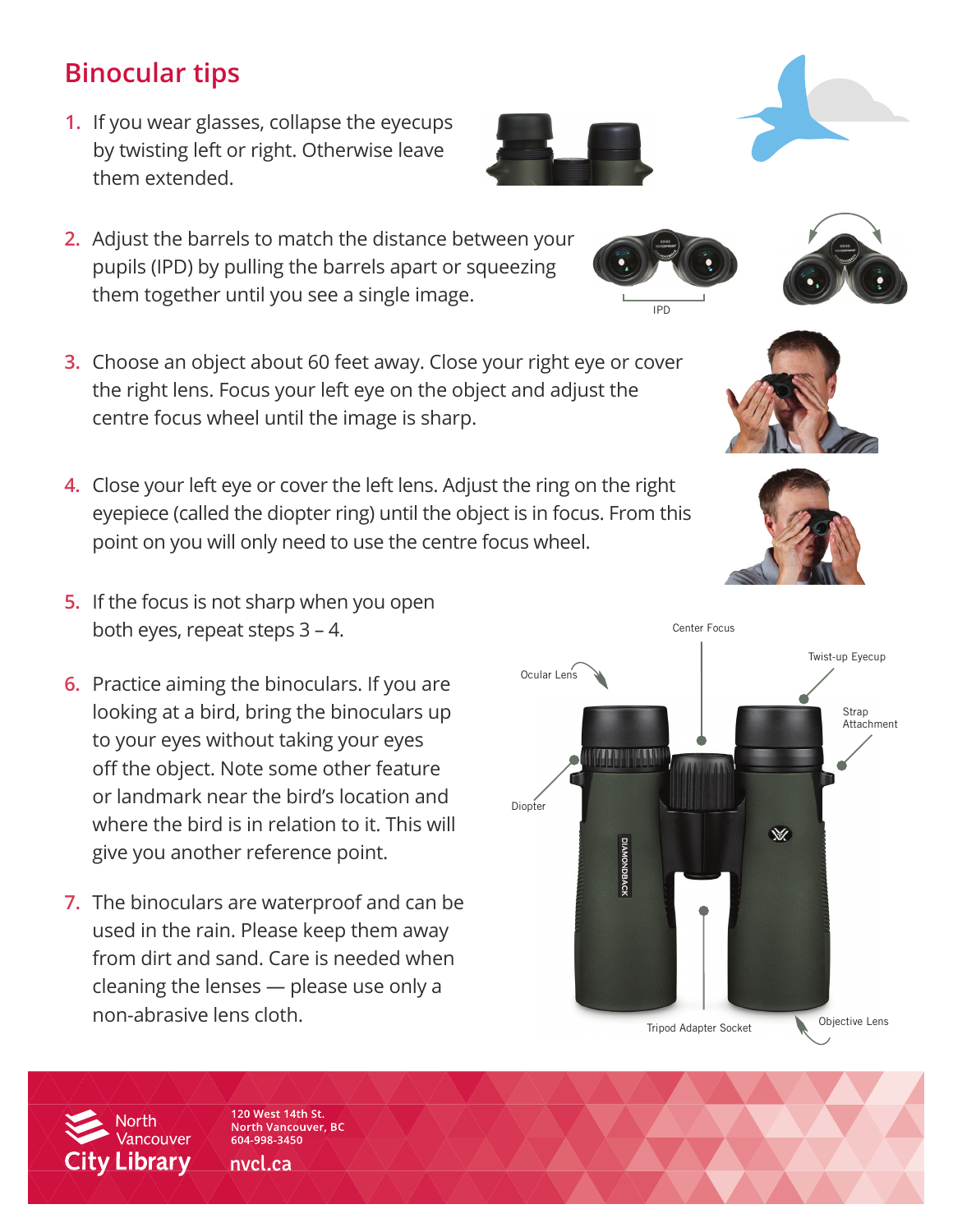# Binocular tips

1. If you wear glasses, collapse the eyecups by twisting left or right. Otherwise leave them extended.
2. Adjust the barrels to match the distance between your pupils (IPD) by pulling the barrels apart or squeezing them together until you see a single image.
3. Choose an object about 60 feet away. Close your right eye or cover the right lens. Focus your left eye on the object and adjust the centre focus wheel until the image is sharp.
4. Close your left eye or cover the left lens. Adjust the ring on the right eyepiece (called the diopter ring) until the object is in focus. From this point on you will only need to use the centre focus wheel.
5. If the focus is not sharp when you open both eyes, repeat steps 3 – 4.
6. Practice aiming the binoculars. If you are looking at a bird, bring the binoculars up to your eyes without taking your eyes off the object. Note some other feature or landmark near the bird's location and where the bird is in relation to it. This will give you another reference point.
7. The binoculars are waterproof and can be used in the rain. Please keep them away from dirt and sand. Care is needed when cleaning the lenses — please use only a non-abrasive lens cloth.

IPD

Center Focus
Ocular Lens
Twist-up Eyecup
Strap Attachment
Diopter
Tripod Adapter Socket
Objective Lens

North Vancouver City Library
120 West 14th St.
North Vancouver, BC
604-998-3450
nvcl.ca